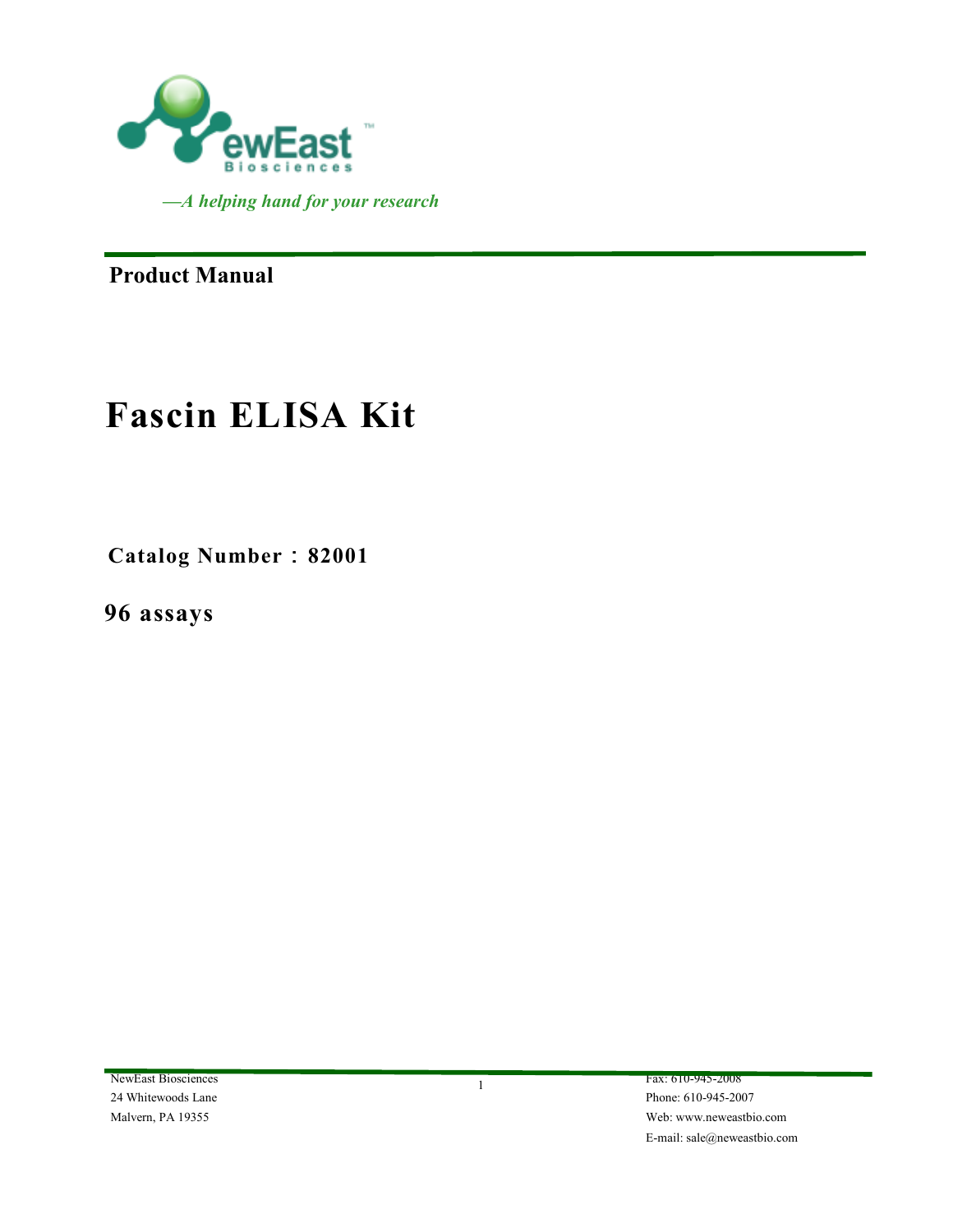NewEast Biosciences

*—A helping hand for your research*

**Product Manual**

# Fascin ELISA Kit

**Catalog Number：82001**

**96 assays**

NewEast Biosciences
24 Whitewoods Lane
Malvern, PA 19355

Fax: 610-945-2008
Phone: 610-945-2007
Web: www.neweastbio.com
E-mail: sale@neweastbio.com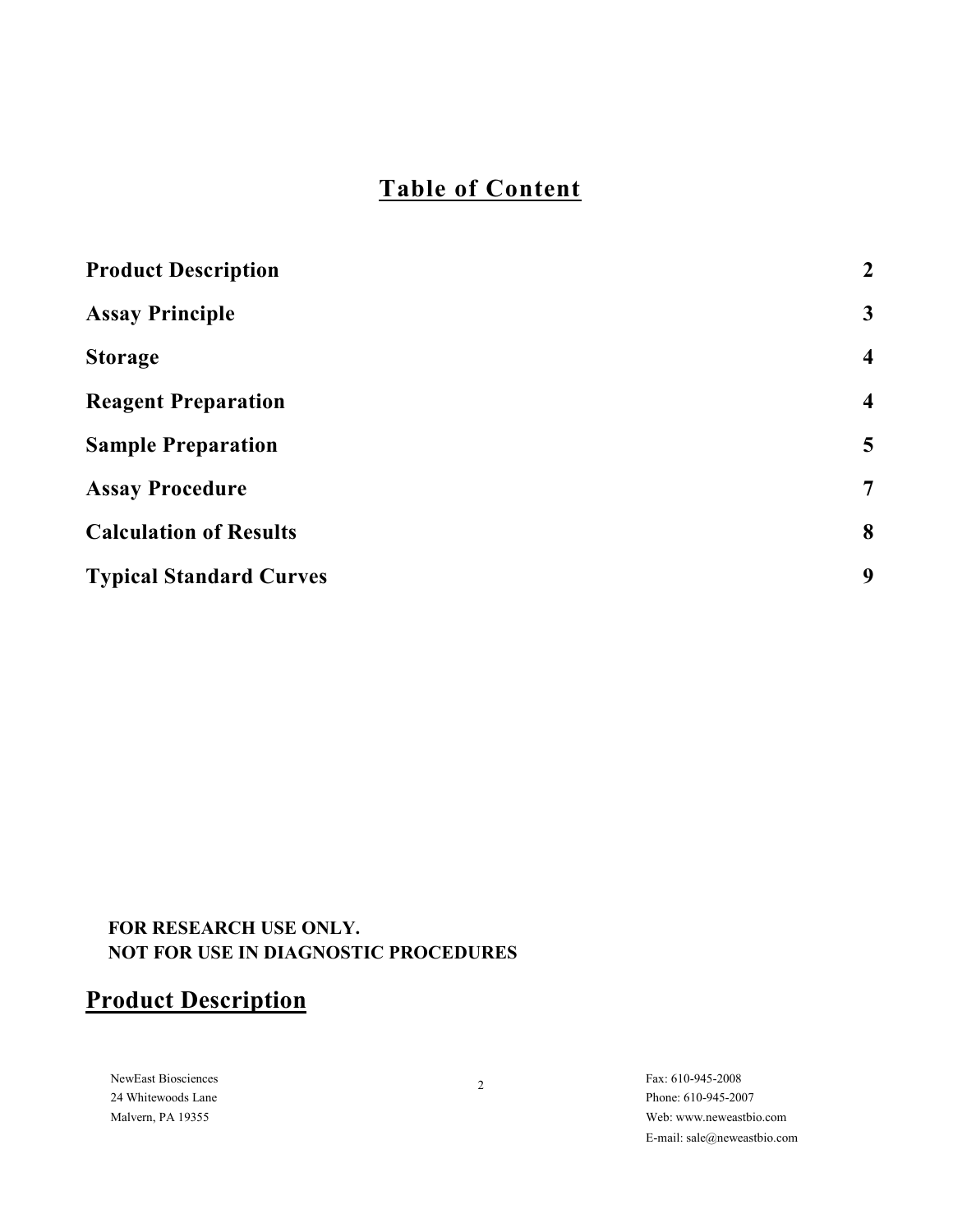# Table of Content

| | |
|---|---|
| **Product Description** | **2** |
| **Assay Principle** | **3** |
| **Storage** | **4** |
| **Reagent Preparation** | **4** |
| **Sample Preparation** | **5** |
| **Assay Procedure** | **7** |
| **Calculation of Results** | **8** |
| **Typical Standard Curves** | **9** |

**FOR RESEARCH USE ONLY.**
**NOT FOR USE IN DIAGNOSTIC PROCEDURES**

## Product Description

NewEast Biosciences
24 Whitewoods Lane
Malvern, PA 19355

Fax: 610-945-2008
Phone: 610-945-2007
Web: www.neweastbio.com
E-mail: sale@neweastbio.com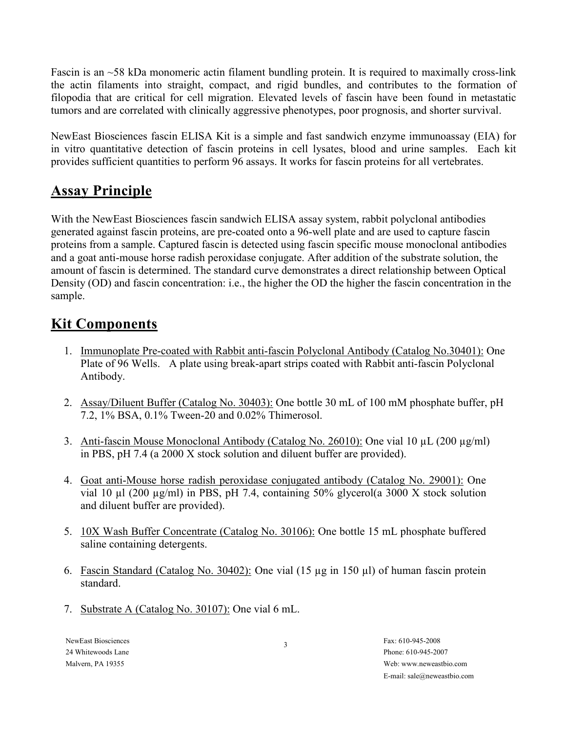Fascin is an ~58 kDa monomeric actin filament bundling protein. It is required to maximally cross-link the actin filaments into straight, compact, and rigid bundles, and contributes to the formation of filopodia that are critical for cell migration. Elevated levels of fascin have been found in metastatic tumors and are correlated with clinically aggressive phenotypes, poor prognosis, and shorter survival.

NewEast Biosciences fascin ELISA Kit is a simple and fast sandwich enzyme immunoassay (EIA) for in vitro quantitative detection of fascin proteins in cell lysates, blood and urine samples. Each kit provides sufficient quantities to perform 96 assays. It works for fascin proteins for all vertebrates.

## Assay Principle

With the NewEast Biosciences fascin sandwich ELISA assay system, rabbit polyclonal antibodies generated against fascin proteins, are pre-coated onto a 96-well plate and are used to capture fascin proteins from a sample. Captured fascin is detected using fascin specific mouse monoclonal antibodies and a goat anti-mouse horse radish peroxidase conjugate. After addition of the substrate solution, the amount of fascin is determined. The standard curve demonstrates a direct relationship between Optical Density (OD) and fascin concentration: i.e., the higher the OD the higher the fascin concentration in the sample.

## Kit Components

1. Immunoplate Pre-coated with Rabbit anti-fascin Polyclonal Antibody (Catalog No.30401): One Plate of 96 Wells. A plate using break-apart strips coated with Rabbit anti-fascin Polyclonal Antibody.

2. Assay/Diluent Buffer (Catalog No. 30403): One bottle 30 mL of 100 mM phosphate buffer, pH 7.2, 1% BSA, 0.1% Tween-20 and 0.02% Thimerosol.

3. Anti-fascin Mouse Monoclonal Antibody (Catalog No. 26010): One vial 10 µL (200 µg/ml) in PBS, pH 7.4 (a 2000 X stock solution and diluent buffer are provided).

4. Goat anti-Mouse horse radish peroxidase conjugated antibody (Catalog No. 29001): One vial 10 µl (200 µg/ml) in PBS, pH 7.4, containing 50% glycerol(a 3000 X stock solution and diluent buffer are provided).

5. 10X Wash Buffer Concentrate (Catalog No. 30106): One bottle 15 mL phosphate buffered saline containing detergents.

6. Fascin Standard (Catalog No. 30402): One vial (15 µg in 150 µl) of human fascin protein standard.

7. Substrate A (Catalog No. 30107): One vial 6 mL.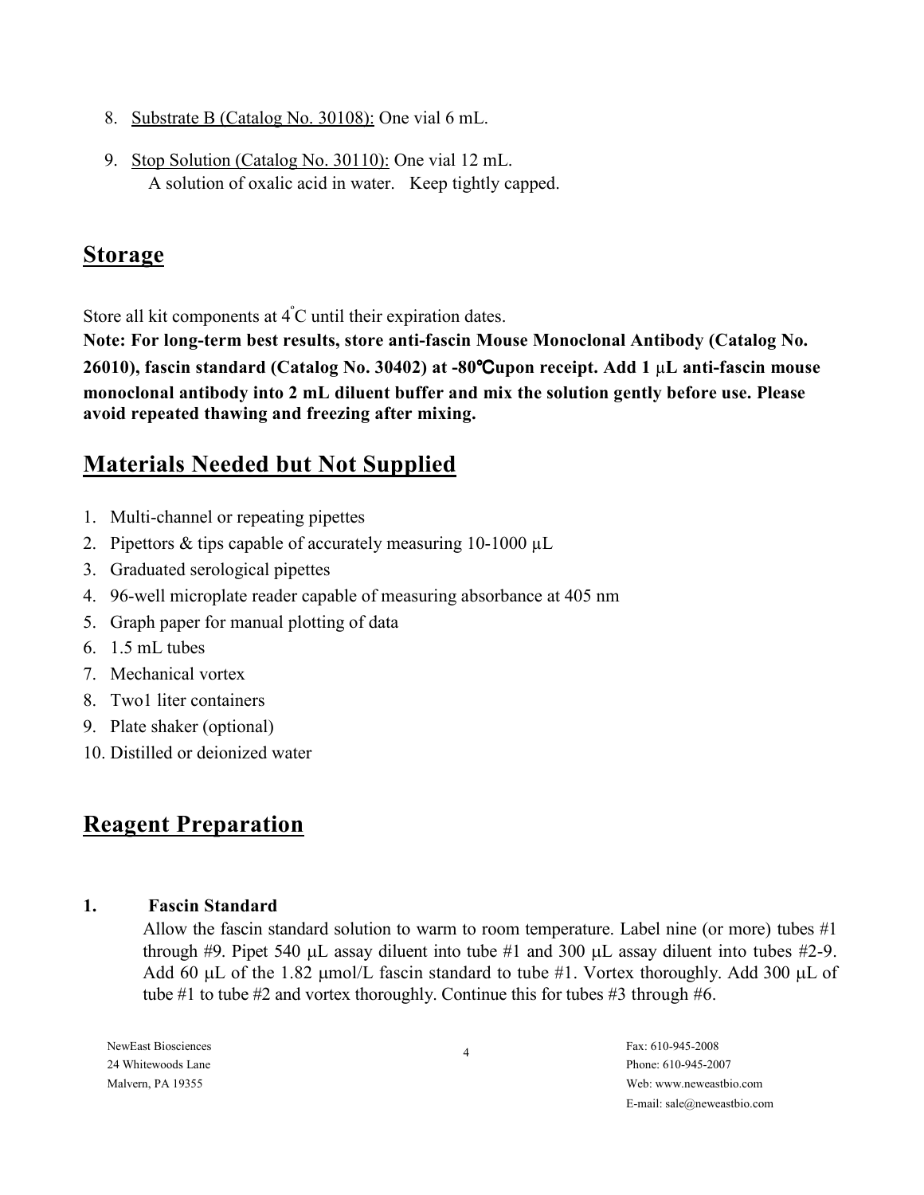8. Substrate B (Catalog No. 30108): One vial 6 mL.

9. Stop Solution (Catalog No. 30110): One vial 12 mL.
   A solution of oxalic acid in water. Keep tightly capped.

## Storage

Store all kit components at 4°C until their expiration dates.

**Note: For long-term best results, store anti-fascin Mouse Monoclonal Antibody (Catalog No. 26010), fascin standard (Catalog No. 30402) at -80℃upon receipt. Add 1 μL anti-fascin mouse monoclonal antibody into 2 mL diluent buffer and mix the solution gently before use. Please avoid repeated thawing and freezing after mixing.**

## Materials Needed but Not Supplied

1. Multi-channel or repeating pipettes
2. Pipettors & tips capable of accurately measuring 10-1000 μL
3. Graduated serological pipettes
4. 96-well microplate reader capable of measuring absorbance at 405 nm
5. Graph paper for manual plotting of data
6. 1.5 mL tubes
7. Mechanical vortex
8. Two1 liter containers
9. Plate shaker (optional)
10. Distilled or deionized water

## Reagent Preparation

**1. Fascin Standard**

Allow the fascin standard solution to warm to room temperature. Label nine (or more) tubes #1 through #9. Pipet 540 μL assay diluent into tube #1 and 300 μL assay diluent into tubes #2-9. Add 60 μL of the 1.82 μmol/L fascin standard to tube #1. Vortex thoroughly. Add 300 μL of tube #1 to tube #2 and vortex thoroughly. Continue this for tubes #3 through #6.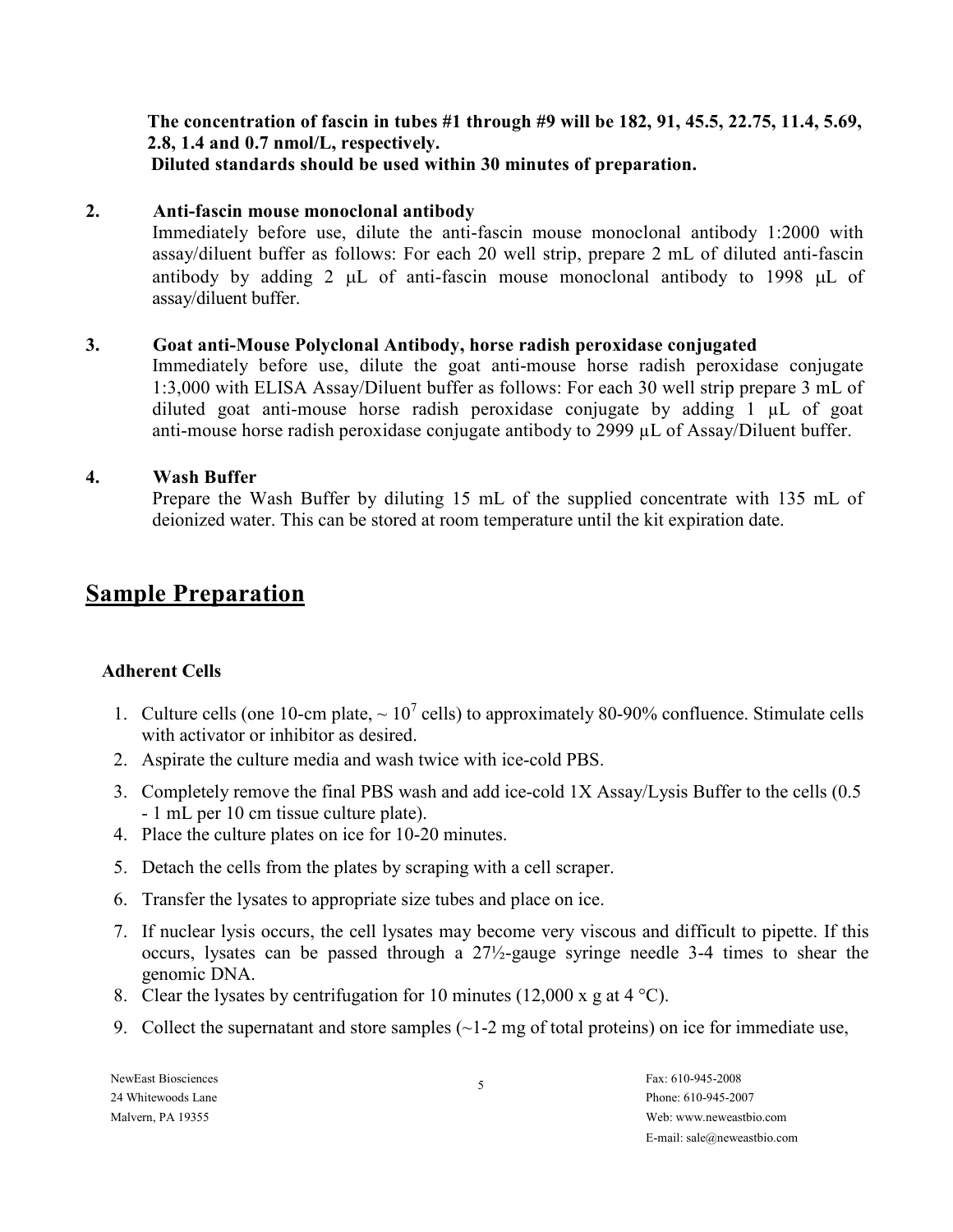**The concentration of fascin in tubes #1 through #9 will be 182, 91, 45.5, 22.75, 11.4, 5.69, 2.8, 1.4 and 0.7 nmol/L, respectively.**
**Diluted standards should be used within 30 minutes of preparation.**

**2. Anti-fascin mouse monoclonal antibody**

Immediately before use, dilute the anti-fascin mouse monoclonal antibody 1:2000 with assay/diluent buffer as follows: For each 20 well strip, prepare 2 mL of diluted anti-fascin antibody by adding 2 μL of anti-fascin mouse monoclonal antibody to 1998 μL of assay/diluent buffer.

**3. Goat anti-Mouse Polyclonal Antibody, horse radish peroxidase conjugated**

Immediately before use, dilute the goat anti-mouse horse radish peroxidase conjugate 1:3,000 with ELISA Assay/Diluent buffer as follows: For each 30 well strip prepare 3 mL of diluted goat anti-mouse horse radish peroxidase conjugate by adding 1 μL of goat anti-mouse horse radish peroxidase conjugate antibody to 2999 μL of Assay/Diluent buffer.

**4. Wash Buffer**

Prepare the Wash Buffer by diluting 15 mL of the supplied concentrate with 135 mL of deionized water. This can be stored at room temperature until the kit expiration date.

## Sample Preparation

**Adherent Cells**

1. Culture cells (one 10-cm plate, ~ $10^7$ cells) to approximately 80-90% confluence. Stimulate cells with activator or inhibitor as desired.
2. Aspirate the culture media and wash twice with ice-cold PBS.
3. Completely remove the final PBS wash and add ice-cold 1X Assay/Lysis Buffer to the cells (0.5 - 1 mL per 10 cm tissue culture plate).
4. Place the culture plates on ice for 10-20 minutes.
5. Detach the cells from the plates by scraping with a cell scraper.
6. Transfer the lysates to appropriate size tubes and place on ice.
7. If nuclear lysis occurs, the cell lysates may become very viscous and difficult to pipette. If this occurs, lysates can be passed through a 27½-gauge syringe needle 3-4 times to shear the genomic DNA.
8. Clear the lysates by centrifugation for 10 minutes (12,000 x g at 4 °C).
9. Collect the supernatant and store samples (~1-2 mg of total proteins) on ice for immediate use,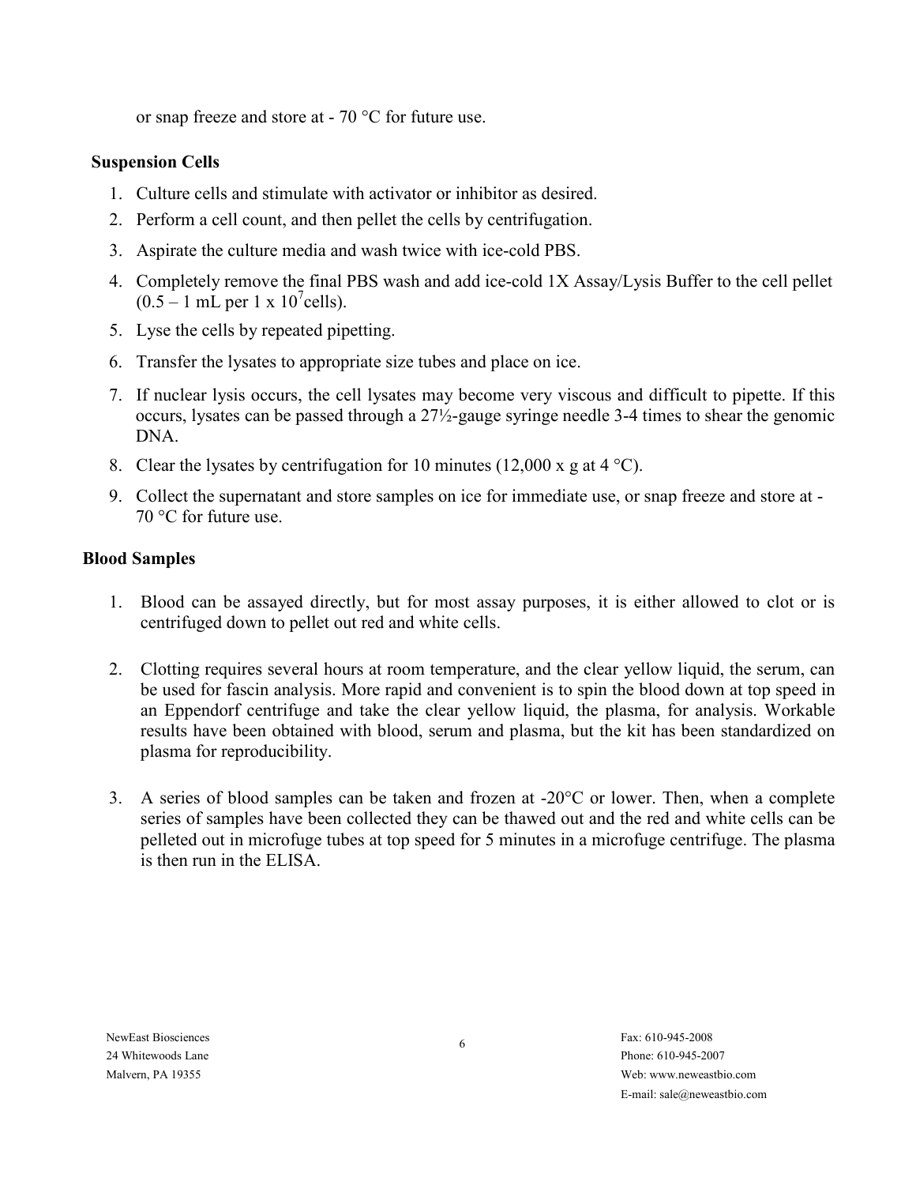or snap freeze and store at - 70 °C for future use.

**Suspension Cells**

1. Culture cells and stimulate with activator or inhibitor as desired.
2. Perform a cell count, and then pellet the cells by centrifugation.
3. Aspirate the culture media and wash twice with ice-cold PBS.
4. Completely remove the final PBS wash and add ice-cold 1X Assay/Lysis Buffer to the cell pellet (0.5 – 1 mL per 1 x $10^7$cells).
5. Lyse the cells by repeated pipetting.
6. Transfer the lysates to appropriate size tubes and place on ice.
7. If nuclear lysis occurs, the cell lysates may become very viscous and difficult to pipette. If this occurs, lysates can be passed through a 27½-gauge syringe needle 3-4 times to shear the genomic DNA.
8. Clear the lysates by centrifugation for 10 minutes (12,000 x g at 4 °C).
9. Collect the supernatant and store samples on ice for immediate use, or snap freeze and store at - 70 °C for future use.

**Blood Samples**

1. Blood can be assayed directly, but for most assay purposes, it is either allowed to clot or is centrifuged down to pellet out red and white cells.

2. Clotting requires several hours at room temperature, and the clear yellow liquid, the serum, can be used for fascin analysis. More rapid and convenient is to spin the blood down at top speed in an Eppendorf centrifuge and take the clear yellow liquid, the plasma, for analysis. Workable results have been obtained with blood, serum and plasma, but the kit has been standardized on plasma for reproducibility.

3. A series of blood samples can be taken and frozen at -20°C or lower. Then, when a complete series of samples have been collected they can be thawed out and the red and white cells can be pelleted out in microfuge tubes at top speed for 5 minutes in a microfuge centrifuge. The plasma is then run in the ELISA.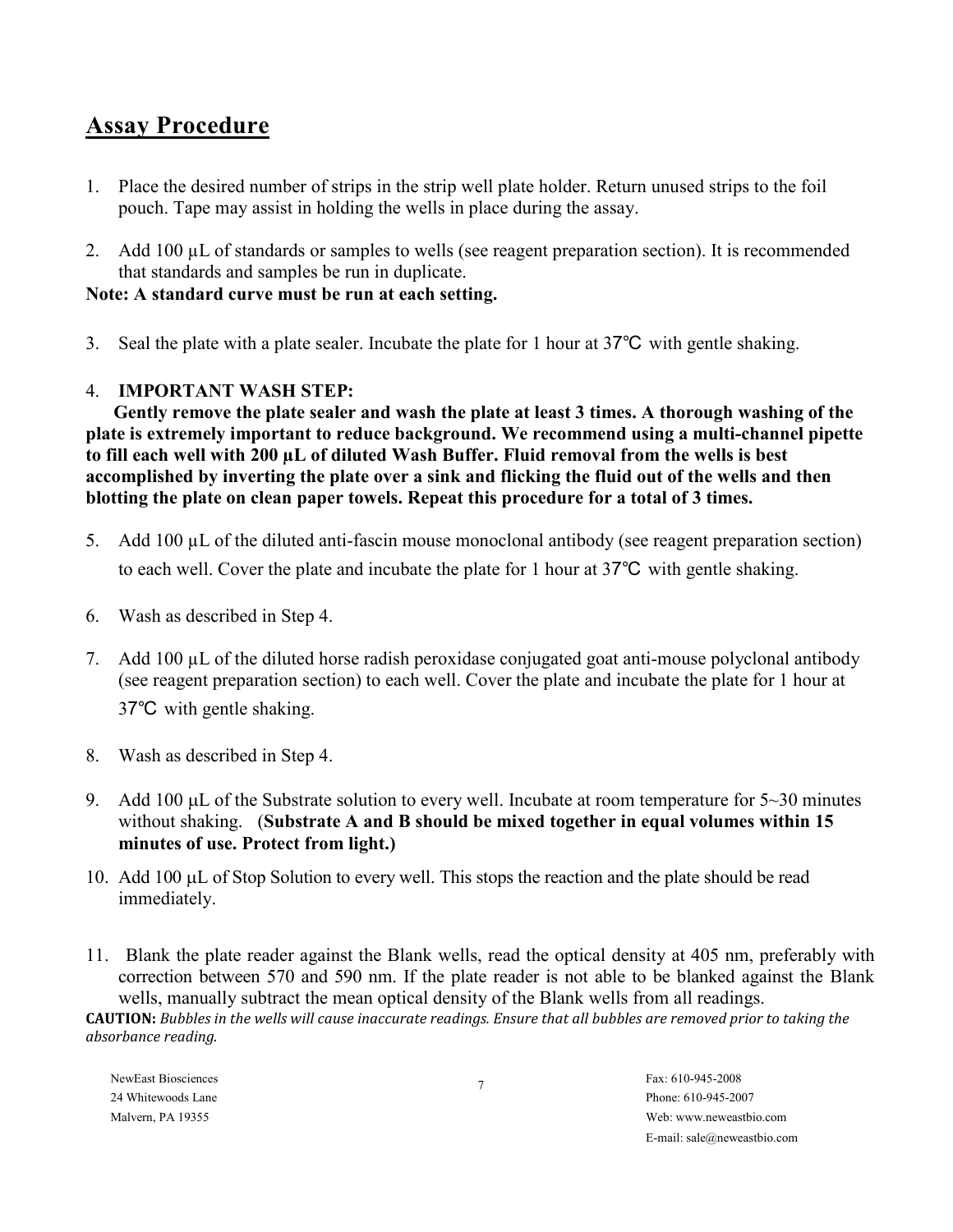## Assay Procedure

1. Place the desired number of strips in the strip well plate holder. Return unused strips to the foil pouch. Tape may assist in holding the wells in place during the assay.

2. Add 100 µL of standards or samples to wells (see reagent preparation section). It is recommended that standards and samples be run in duplicate.

**Note: A standard curve must be run at each setting.**

3. Seal the plate with a plate sealer. Incubate the plate for 1 hour at 37℃ with gentle shaking.

4. **IMPORTANT WASH STEP:**
   **Gently remove the plate sealer and wash the plate at least 3 times. A thorough washing of the plate is extremely important to reduce background. We recommend using a multi-channel pipette to fill each well with 200 µL of diluted Wash Buffer. Fluid removal from the wells is best accomplished by inverting the plate over a sink and flicking the fluid out of the wells and then blotting the plate on clean paper towels. Repeat this procedure for a total of 3 times.**

5. Add 100 µL of the diluted anti-fascin mouse monoclonal antibody (see reagent preparation section) to each well. Cover the plate and incubate the plate for 1 hour at 37℃ with gentle shaking.

6. Wash as described in Step 4.

7. Add 100 µL of the diluted horse radish peroxidase conjugated goat anti-mouse polyclonal antibody (see reagent preparation section) to each well. Cover the plate and incubate the plate for 1 hour at 37℃ with gentle shaking.

8. Wash as described in Step 4.

9. Add 100 µL of the Substrate solution to every well. Incubate at room temperature for 5~30 minutes without shaking. (**Substrate A and B should be mixed together in equal volumes within 15 minutes of use. Protect from light.)**

10. Add 100 µL of Stop Solution to every well. This stops the reaction and the plate should be read immediately.

11. Blank the plate reader against the Blank wells, read the optical density at 405 nm, preferably with correction between 570 and 590 nm. If the plate reader is not able to be blanked against the Blank wells, manually subtract the mean optical density of the Blank wells from all readings.

**CAUTION:** *Bubbles in the wells will cause inaccurate readings. Ensure that all bubbles are removed prior to taking the absorbance reading.*

NewEast Biosciences
24 Whitewoods Lane
Malvern, PA 19355

Fax: 610-945-2008
Phone: 610-945-2007
Web: www.neweastbio.com
E-mail: sale@neweastbio.com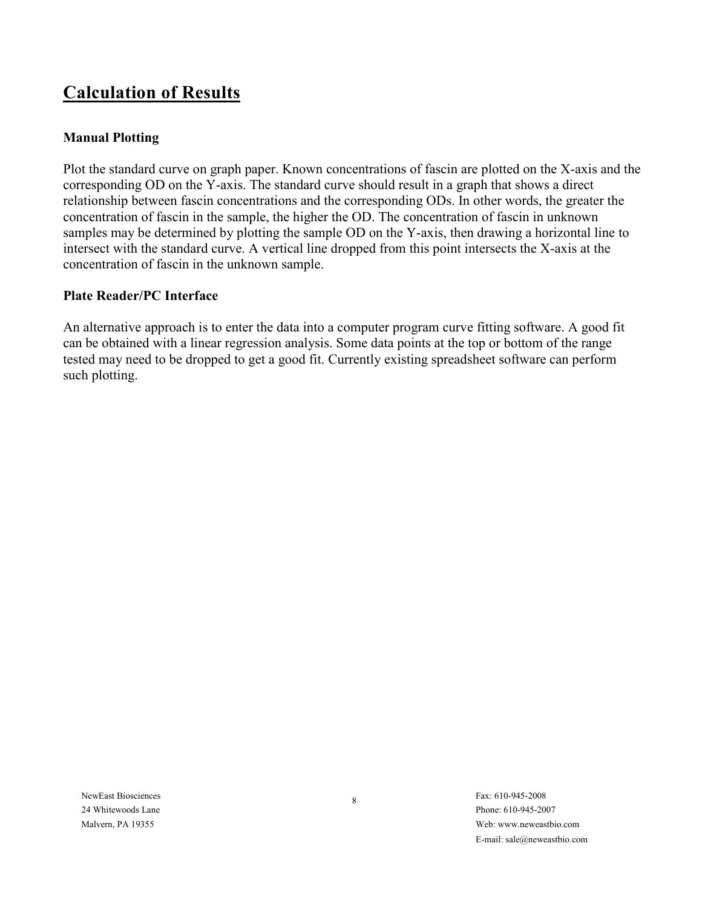## Calculation of Results

### Manual Plotting

Plot the standard curve on graph paper. Known concentrations of fascin are plotted on the X-axis and the corresponding OD on the Y-axis. The standard curve should result in a graph that shows a direct relationship between fascin concentrations and the corresponding ODs. In other words, the greater the concentration of fascin in the sample, the higher the OD. The concentration of fascin in unknown samples may be determined by plotting the sample OD on the Y-axis, then drawing a horizontal line to intersect with the standard curve. A vertical line dropped from this point intersects the X-axis at the concentration of fascin in the unknown sample.

### Plate Reader/PC Interface

An alternative approach is to enter the data into a computer program curve fitting software. A good fit can be obtained with a linear regression analysis. Some data points at the top or bottom of the range tested may need to be dropped to get a good fit. Currently existing spreadsheet software can perform such plotting.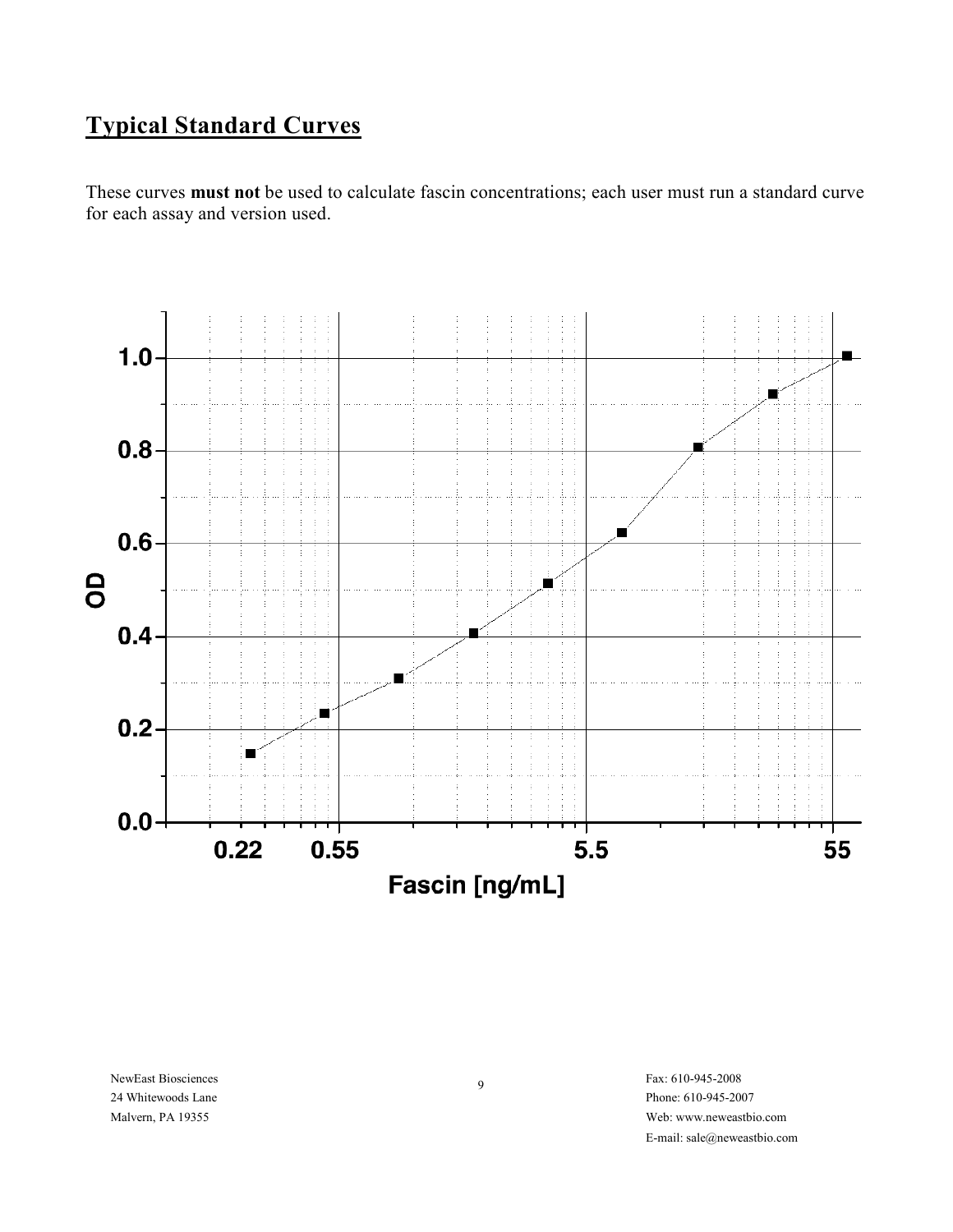## Typical Standard Curves

These curves **must not** be used to calculate fascin concentrations; each user must run a standard curve for each assay and version used.

1.0
0.8
0.6
0.4
0.2
0.0
OD
0.22
0.55
5.5
55
Fascin [ng/mL]

NewEast Biosciences
24 Whitewoods Lane
Malvern, PA 19355

Fax: 610-945-2008
Phone: 610-945-2007
Web: www.neweastbio.com
E-mail: sale@neweastbio.com